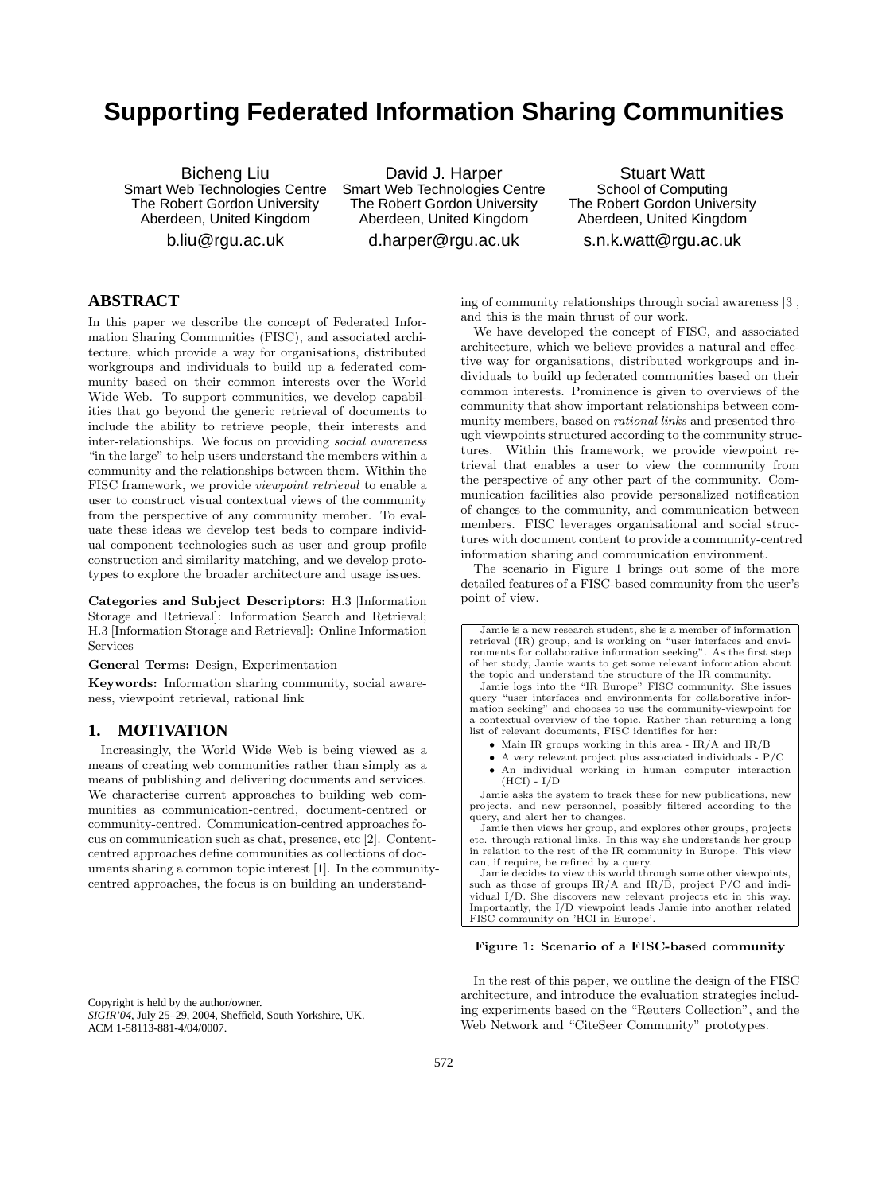# Supporting Federated Information Sharing Communities

Bicheng Liu
Smart Web Technologies Centre
The Robert Gordon University
Aberdeen, United Kingdom
b.liu@rgu.ac.uk

David J. Harper
Smart Web Technologies Centre
The Robert Gordon University
Aberdeen, United Kingdom
d.harper@rgu.ac.uk

Stuart Watt
School of Computing
The Robert Gordon University
Aberdeen, United Kingdom
s.n.k.watt@rgu.ac.uk

## ABSTRACT

In this paper we describe the concept of Federated Information Sharing Communities (FISC), and associated architecture, which provide a way for organisations, distributed workgroups and individuals to build up a federated community based on their common interests over the World Wide Web. To support communities, we develop capabilities that go beyond the generic retrieval of documents to include the ability to retrieve people, their interests and inter-relationships. We focus on providing *social awareness* "in the large" to help users understand the members within a community and the relationships between them. Within the FISC framework, we provide *viewpoint retrieval* to enable a user to construct visual contextual views of the community from the perspective of any community member. To evaluate these ideas we develop test beds to compare individual component technologies such as user and group profile construction and similarity matching, and we develop prototypes to explore the broader architecture and usage issues.

**Categories and Subject Descriptors:** H.3 [Information Storage and Retrieval]: Information Search and Retrieval; H.3 [Information Storage and Retrieval]: Online Information Services

**General Terms:** Design, Experimentation

**Keywords:** Information sharing community, social awareness, viewpoint retrieval, rational link

## 1. MOTIVATION

Increasingly, the World Wide Web is being viewed as a means of creating web communities rather than simply as a means of publishing and delivering documents and services. We characterise current approaches to building web communities as communication-centred, document-centred or community-centred. Communication-centred approaches focus on communication such as chat, presence, etc [2]. Content-centred approaches define communities as collections of documents sharing a common topic interest [1]. In the community-centred approaches, the focus is on building an understanding of community relationships through social awareness [3], and this is the main thrust of our work.

We have developed the concept of FISC, and associated architecture, which we believe provides a natural and effective way for organisations, distributed workgroups and individuals to build up federated communities based on their common interests. Prominence is given to overviews of the community that show important relationships between community members, based on *rational links* and presented through viewpoints structured according to the community structures. Within this framework, we provide viewpoint retrieval that enables a user to view the community from the perspective of any other part of the community. Communication facilities also provide personalized notification of changes to the community, and communication between members. FISC leverages organisational and social structures with document content to provide a community-centred information sharing and communication environment.

The scenario in Figure 1 brings out some of the more detailed features of a FISC-based community from the user's point of view.

> Jamie is a new research student, she is a member of information retrieval (IR) group, and is working on "user interfaces and environments for collaborative information seeking". As the first step of her study, Jamie wants to get some relevant information about the topic and understand the structure of the IR community.
>
> Jamie logs into the "IR Europe" FISC community. She issues query "user interfaces and environments for collaborative information seeking" and chooses to use the community-viewpoint for a contextual overview of the topic. Rather than returning a long list of relevant documents, FISC identifies for her:
>
> - Main IR groups working in this area - IR/A and IR/B
> - A very relevant project plus associated individuals - P/C
> - An individual working in human computer interaction (HCI) - I/D
>
> Jamie asks the system to track these for new publications, new projects, and new personnel, possibly filtered according to the query, and alert her to changes.
>
> Jamie then views her group, and explores other groups, projects etc. through rational links. In this way she understands her group in relation to the rest of the IR community in Europe. This view can, if require, be refined by a query.
>
> Jamie decides to view this world through some other viewpoints, such as those of groups IR/A and IR/B, project P/C and individual I/D. She discovers new relevant projects etc in this way. Importantly, the I/D viewpoint leads Jamie into another related FISC community on 'HCI in Europe'.

**Figure 1: Scenario of a FISC-based community**

In the rest of this paper, we outline the design of the FISC architecture, and introduce the evaluation strategies including experiments based on the "Reuters Collection", and the Web Network and "CiteSeer Community" prototypes.

Copyright is held by the author/owner.
*SIGIR'04,* July 25–29, 2004, Sheffield, South Yorkshire, UK.
ACM 1-58113-881-4/04/0007.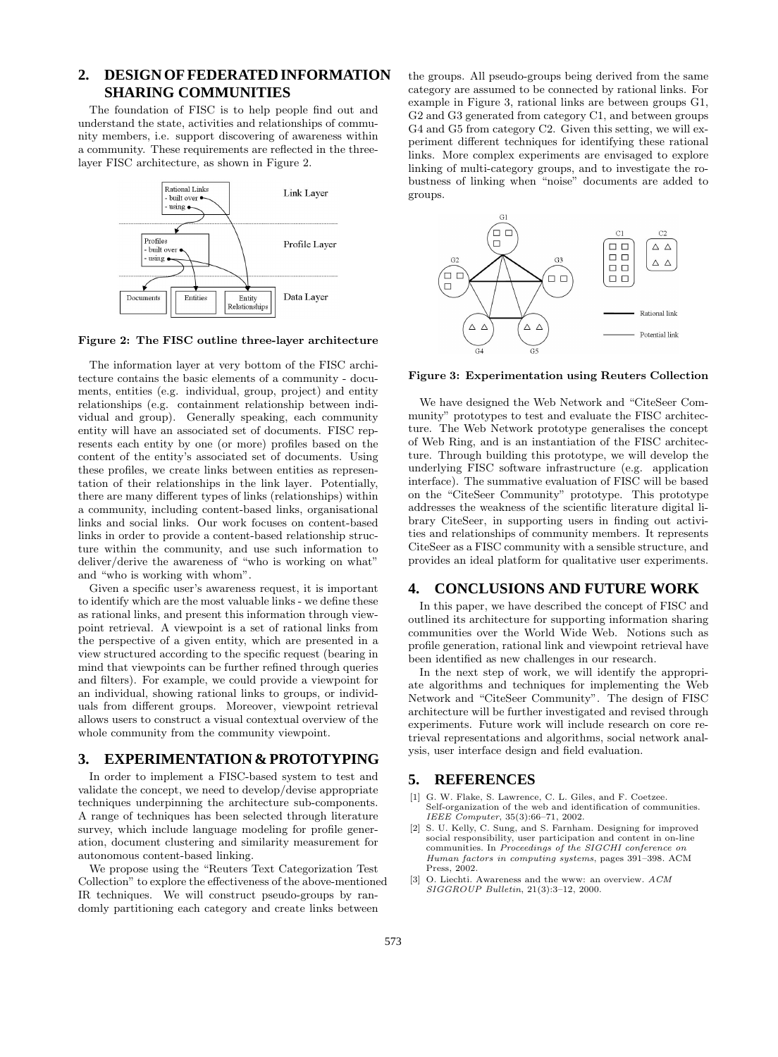## 2. DESIGN OF FEDERATED INFORMATION SHARING COMMUNITIES

The foundation of FISC is to help people find out and understand the state, activities and relationships of community members, i.e. support discovering of awareness within a community. These requirements are reflected in the three-layer FISC architecture, as shown in Figure 2.

Rational Links
- built over
- using

Link Layer

Profiles
- built over
- using

Profile Layer

Documents

Entities

Entity Relationships

Data Layer

**Figure 2: The FISC outline three-layer architecture**

The information layer at very bottom of the FISC architecture contains the basic elements of a community - documents, entities (e.g. individual, group, project) and entity relationships (e.g. containment relationship between individual and group). Generally speaking, each community entity will have an associated set of documents. FISC represents each entity by one (or more) profiles based on the content of the entity's associated set of documents. Using these profiles, we create links between entities as representation of their relationships in the link layer. Potentially, there are many different types of links (relationships) within a community, including content-based links, organisational links and social links. Our work focuses on content-based links in order to provide a content-based relationship structure within the community, and use such information to deliver/derive the awareness of "who is working on what" and "who is working with whom".

Given a specific user's awareness request, it is important to identify which are the most valuable links - we define these as rational links, and present this information through viewpoint retrieval. A viewpoint is a set of rational links from the perspective of a given entity, which are presented in a view structured according to the specific request (bearing in mind that viewpoints can be further refined through queries and filters). For example, we could provide a viewpoint for an individual, showing rational links to groups, or individuals from different groups. Moreover, viewpoint retrieval allows users to construct a visual contextual overview of the whole community from the community viewpoint.

## 3. EXPERIMENTATION & PROTOTYPING

In order to implement a FISC-based system to test and validate the concept, we need to develop/devise appropriate techniques underpinning the architecture sub-components. A range of techniques has been selected through literature survey, which include language modeling for profile generation, document clustering and similarity measurement for autonomous content-based linking.

We propose using the "Reuters Text Categorization Test Collection" to explore the effectiveness of the above-mentioned IR techniques. We will construct pseudo-groups by randomly partitioning each category and create links between the groups. All pseudo-groups being derived from the same category are assumed to be connected by rational links. For example in Figure 3, rational links are between groups G1, G2 and G3 generated from category C1, and between groups G4 and G5 from category C2. Given this setting, we will experiment different techniques for identifying these rational links. More complex experiments are envisaged to explore linking of multi-category groups, and to investigate the robustness of linking when "noise" documents are added to groups.

G1

G2

G3

G4

G5

C1

C2

Rational link

Potential link

**Figure 3: Experimentation using Reuters Collection**

We have designed the Web Network and "CiteSeer Community" prototypes to test and evaluate the FISC architecture. The Web Network prototype generalises the concept of Web Ring, and is an instantiation of the FISC architecture. Through building this prototype, we will develop the underlying FISC software infrastructure (e.g. application interface). The summative evaluation of FISC will be based on the "CiteSeer Community" prototype. This prototype addresses the weakness of the scientific literature digital library CiteSeer, in supporting users in finding out activities and relationships of community members. It represents CiteSeer as a FISC community with a sensible structure, and provides an ideal platform for qualitative user experiments.

## 4. CONCLUSIONS AND FUTURE WORK

In this paper, we have described the concept of FISC and outlined its architecture for supporting information sharing communities over the World Wide Web. Notions such as profile generation, rational link and viewpoint retrieval have been identified as new challenges in our research.

In the next step of work, we will identify the appropriate algorithms and techniques for implementing the Web Network and "CiteSeer Community". The design of FISC architecture will be further investigated and revised through experiments. Future work will include research on core retrieval representations and algorithms, social network analysis, user interface design and field evaluation.

## 5. REFERENCES

[1] G. W. Flake, S. Lawrence, C. L. Giles, and F. Coetzee. Self-organization of the web and identification of communities. *IEEE Computer*, 35(3):66–71, 2002.

[2] S. U. Kelly, C. Sung, and S. Farnham. Designing for improved social responsibility, user participation and content in on-line communities. In *Proceedings of the SIGCHI conference on Human factors in computing systems*, pages 391–398. ACM Press, 2002.

[3] O. Liechti. Awareness and the www: an overview. *ACM SIGGROUP Bulletin*, 21(3):3–12, 2000.